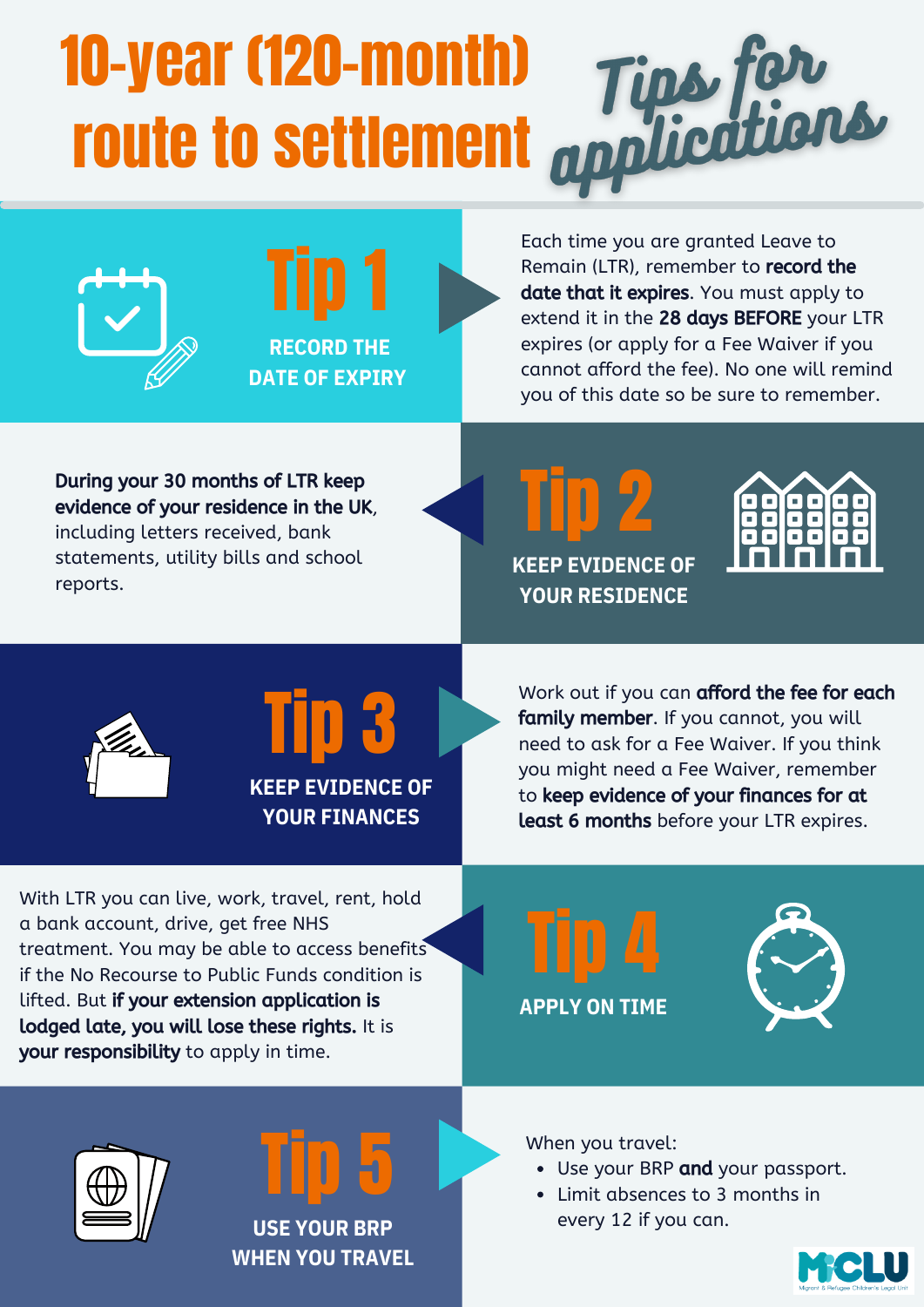# 10-year (120-month) route to settlement

## Tips for applications

## Tip 1

**RECORD THE DATE OF EXPIRY**

Each time you are granted Leave to Remain (LTR), remember to **record the date that it expires**. You must apply to extend it in the **28 days BEFORE** your LTR expires (or apply for a Fee Waiver if you cannot afford the fee). No one will remind you of this date so be sure to remember.

## Tip 2

**KEEP EVIDENCE OF YOUR RESIDENCE**

**During your 30 months of LTR keep evidence of your residence in the UK**, including letters received, bank statements, utility bills and school reports.

## Tip 3

**KEEP EVIDENCE OF YOUR FINANCES**

Work out if you can **afford the fee for each family member**. If you cannot, you will need to ask for a Fee Waiver. If you think you might need a Fee Waiver, remember to **keep evidence of your finances for at least 6 months** before your LTR expires.

## Tip 4

**APPLY ON TIME**

With LTR you can live, work, travel, rent, hold a bank account, drive, get free NHS treatment. You may be able to access benefits if the No Recourse to Public Funds condition is lifted. But **if your extension application is lodged late, you will lose these rights.** It is **your responsibility** to apply in time.

## Tip 5

**USE YOUR BRP WHEN YOU TRAVEL**

When you travel:

- Use your BRP **and** your passport.
- Limit absences to 3 months in every 12 if you can.

MiCLU – Migrant & Refugee Children's Legal Unit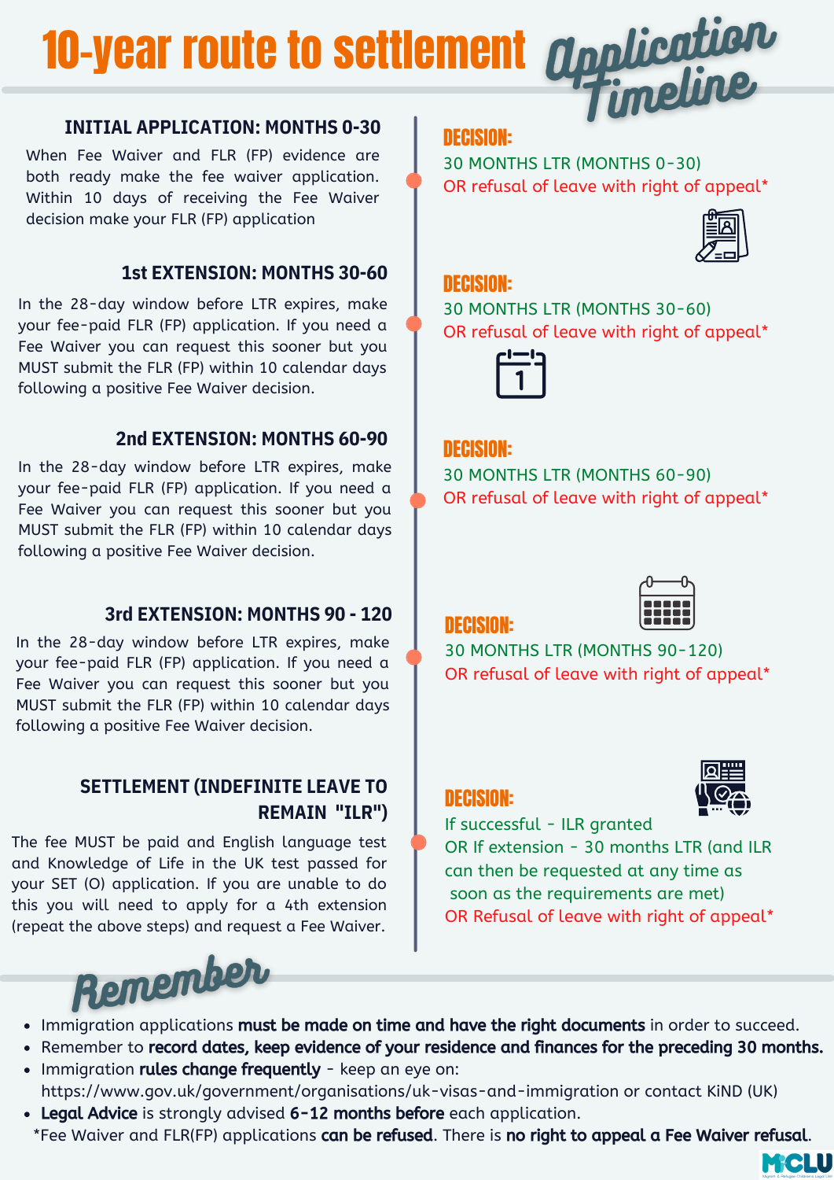# 10-year route to settlement *Application Timeline*

### INITIAL APPLICATION: MONTHS 0-30

When Fee Waiver and FLR (FP) evidence are both ready make the fee waiver application. Within 10 days of receiving the Fee Waiver decision make your FLR (FP) application

**DECISION:**
30 MONTHS LTR (MONTHS 0-30)
OR refusal of leave with right of appeal*

### 1st EXTENSION: MONTHS 30-60

In the 28-day window before LTR expires, make your fee-paid FLR (FP) application. If you need a Fee Waiver you can request this sooner but you MUST submit the FLR (FP) within 10 calendar days following a positive Fee Waiver decision.

**DECISION:**
30 MONTHS LTR (MONTHS 30-60)
OR refusal of leave with right of appeal*

### 2nd EXTENSION: MONTHS 60-90

In the 28-day window before LTR expires, make your fee-paid FLR (FP) application. If you need a Fee Waiver you can request this sooner but you MUST submit the FLR (FP) within 10 calendar days following a positive Fee Waiver decision.

**DECISION:**
30 MONTHS LTR (MONTHS 60-90)
OR refusal of leave with right of appeal*

### 3rd EXTENSION: MONTHS 90 - 120

In the 28-day window before LTR expires, make your fee-paid FLR (FP) application. If you need a Fee Waiver you can request this sooner but you MUST submit the FLR (FP) within 10 calendar days following a positive Fee Waiver decision.

**DECISION:**
30 MONTHS LTR (MONTHS 90-120)
OR refusal of leave with right of appeal*

### SETTLEMENT (INDEFINITE LEAVE TO REMAIN "ILR")

The fee MUST be paid and English language test and Knowledge of Life in the UK test passed for your SET (O) application. If you are unable to do this you will need to apply for a 4th extension (repeat the above steps) and request a Fee Waiver.

**DECISION:**
If successful - ILR granted
OR If extension - 30 months LTR (and ILR can then be requested at any time as soon as the requirements are met)
OR Refusal of leave with right of appeal*

## Remember

- Immigration applications **must be made on time and have the right documents** in order to succeed.
- Remember to **record dates, keep evidence of your residence and finances for the preceding 30 months.**
- Immigration **rules change frequently** - keep an eye on: https://www.gov.uk/government/organisations/uk-visas-and-immigration or contact KiND (UK)
- **Legal Advice** is strongly advised **6-12 months before** each application.

*Fee Waiver and FLR(FP) applications **can be refused**. There is **no right to appeal a Fee Waiver refusal**.